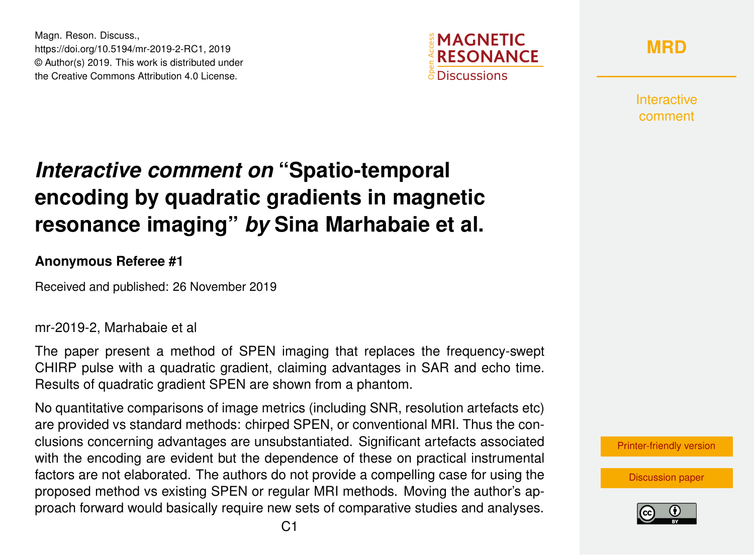# *Interactive comment on* "Spatio-temporal encoding by quadratic gradients in magnetic resonance imaging" *by* Sina Marhabaie et al.

**Anonymous Referee #1**

Received and published: 26 November 2019

mr-2019-2, Marhabaie et al

The paper present a method of SPEN imaging that replaces the frequency-swept CHIRP pulse with a quadratic gradient, claiming advantages in SAR and echo time. Results of quadratic gradient SPEN are shown from a phantom.

No quantitative comparisons of image metrics (including SNR, resolution artefacts etc) are provided vs standard methods: chirped SPEN, or conventional MRI. Thus the conclusions concerning advantages are unsubstantiated. Significant artefacts associated with the encoding are evident but the dependence of these on practical instrumental factors are not elaborated. The authors do not provide a compelling case for using the proposed method vs existing SPEN or regular MRI methods. Moving the author's approach forward would basically require new sets of comparative studies and analyses.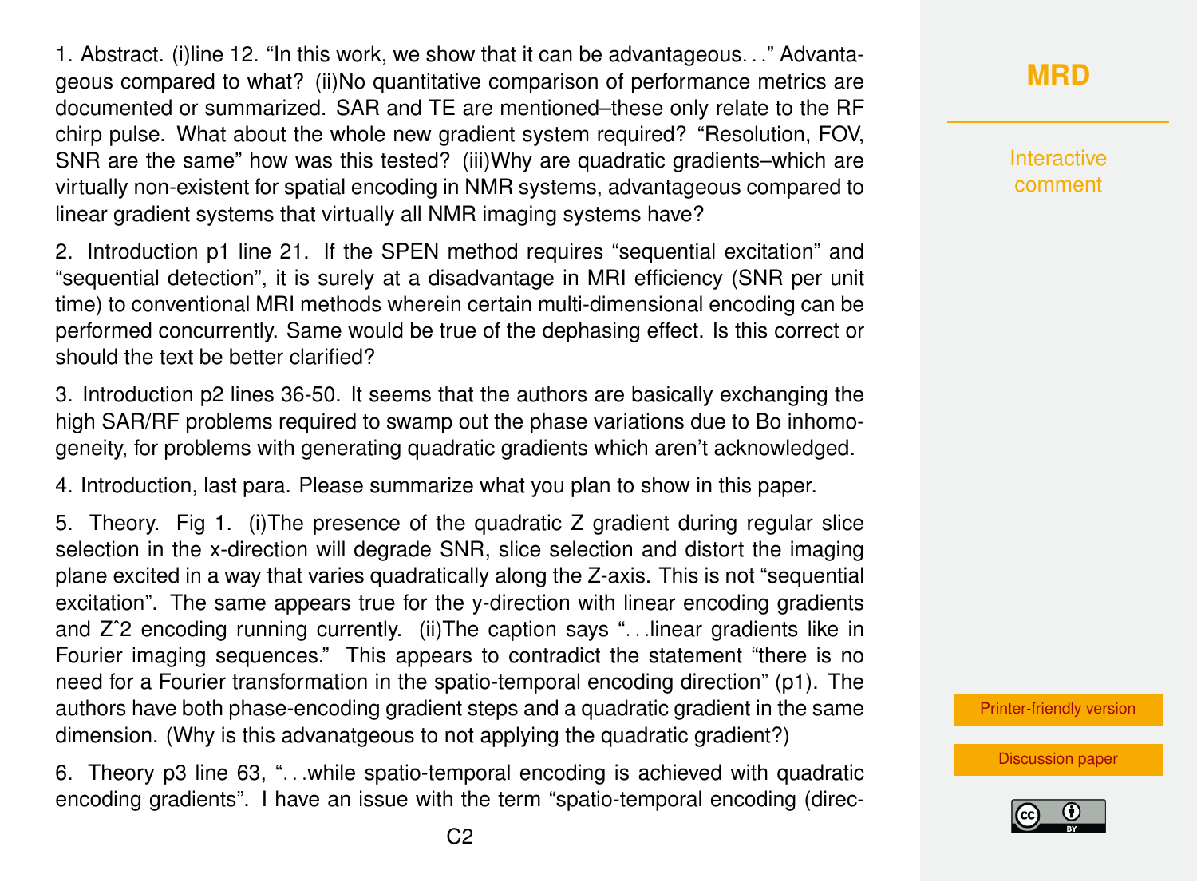1. Abstract. (i)line 12. “In this work, we show that it can be advantageous...” Advantageous compared to what? (ii)No quantitative comparison of performance metrics are documented or summarized. SAR and TE are mentioned–these only relate to the RF chirp pulse. What about the whole new gradient system required? “Resolution, FOV, SNR are the same” how was this tested? (iii)Why are quadratic gradients–which are virtually non-existent for spatial encoding in NMR systems, advantageous compared to linear gradient systems that virtually all NMR imaging systems have?

2. Introduction p1 line 21. If the SPEN method requires “sequential excitation” and “sequential detection”, it is surely at a disadvantage in MRI efficiency (SNR per unit time) to conventional MRI methods wherein certain multi-dimensional encoding can be performed concurrently. Same would be true of the dephasing effect. Is this correct or should the text be better clarified?

3. Introduction p2 lines 36-50. It seems that the authors are basically exchanging the high SAR/RF problems required to swamp out the phase variations due to Bo inhomogeneity, for problems with generating quadratic gradients which aren’t acknowledged.

4. Introduction, last para. Please summarize what you plan to show in this paper.

5. Theory. Fig 1. (i)The presence of the quadratic Z gradient during regular slice selection in the x-direction will degrade SNR, slice selection and distort the imaging plane excited in a way that varies quadratically along the Z-axis. This is not “sequential excitation”. The same appears true for the y-direction with linear encoding gradients and Zˆ2 encoding running currently. (ii)The caption says “...linear gradients like in Fourier imaging sequences.” This appears to contradict the statement “there is no need for a Fourier transformation in the spatio-temporal encoding direction” (p1). The authors have both phase-encoding gradient steps and a quadratic gradient in the same dimension. (Why is this advanatgeous to not applying the quadratic gradient?)

6. Theory p3 line 63, “...while spatio-temporal encoding is achieved with quadratic encoding gradients”. I have an issue with the term “spatio-temporal encoding (direc-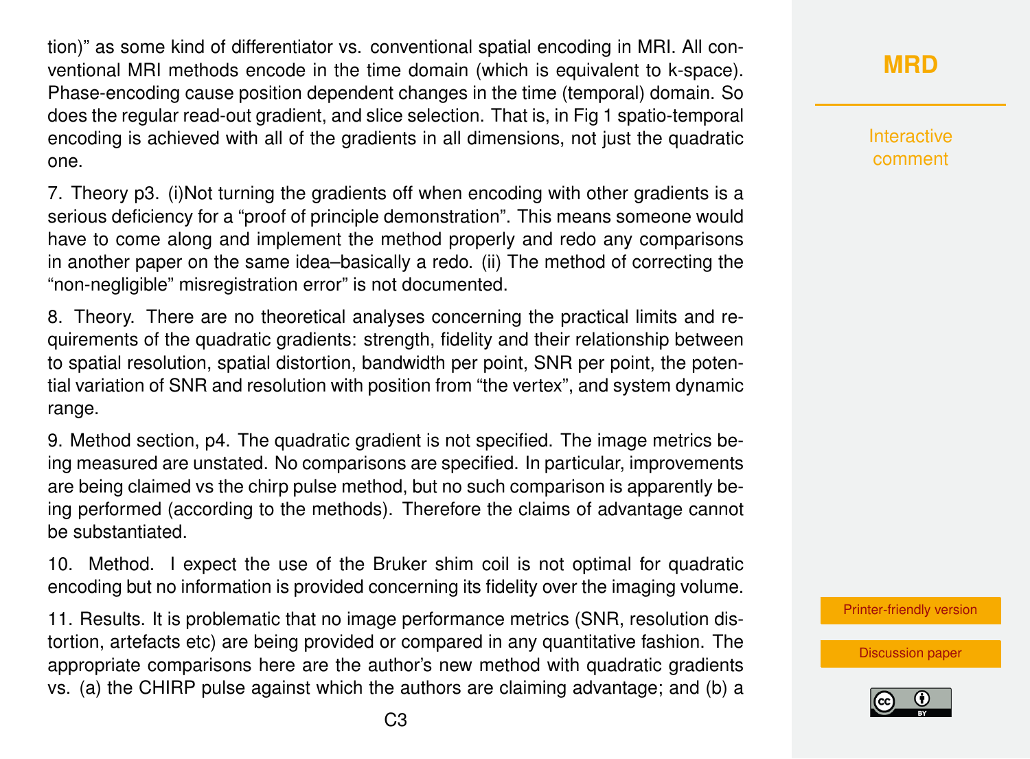tion)" as some kind of differentiator vs. conventional spatial encoding in MRI. All conventional MRI methods encode in the time domain (which is equivalent to k-space). Phase-encoding cause position dependent changes in the time (temporal) domain. So does the regular read-out gradient, and slice selection. That is, in Fig 1 spatio-temporal encoding is achieved with all of the gradients in all dimensions, not just the quadratic one.

7. Theory p3. (i)Not turning the gradients off when encoding with other gradients is a serious deficiency for a "proof of principle demonstration". This means someone would have to come along and implement the method properly and redo any comparisons in another paper on the same idea–basically a redo. (ii) The method of correcting the "non-negligible" misregistration error" is not documented.

8. Theory. There are no theoretical analyses concerning the practical limits and requirements of the quadratic gradients: strength, fidelity and their relationship between to spatial resolution, spatial distortion, bandwidth per point, SNR per point, the potential variation of SNR and resolution with position from "the vertex", and system dynamic range.

9. Method section, p4. The quadratic gradient is not specified. The image metrics being measured are unstated. No comparisons are specified. In particular, improvements are being claimed vs the chirp pulse method, but no such comparison is apparently being performed (according to the methods). Therefore the claims of advantage cannot be substantiated.

10. Method. I expect the use of the Bruker shim coil is not optimal for quadratic encoding but no information is provided concerning its fidelity over the imaging volume.

11. Results. It is problematic that no image performance metrics (SNR, resolution distortion, artefacts etc) are being provided or compared in any quantitative fashion. The appropriate comparisons here are the author's new method with quadratic gradients vs. (a) the CHIRP pulse against which the authors are claiming advantage; and (b) a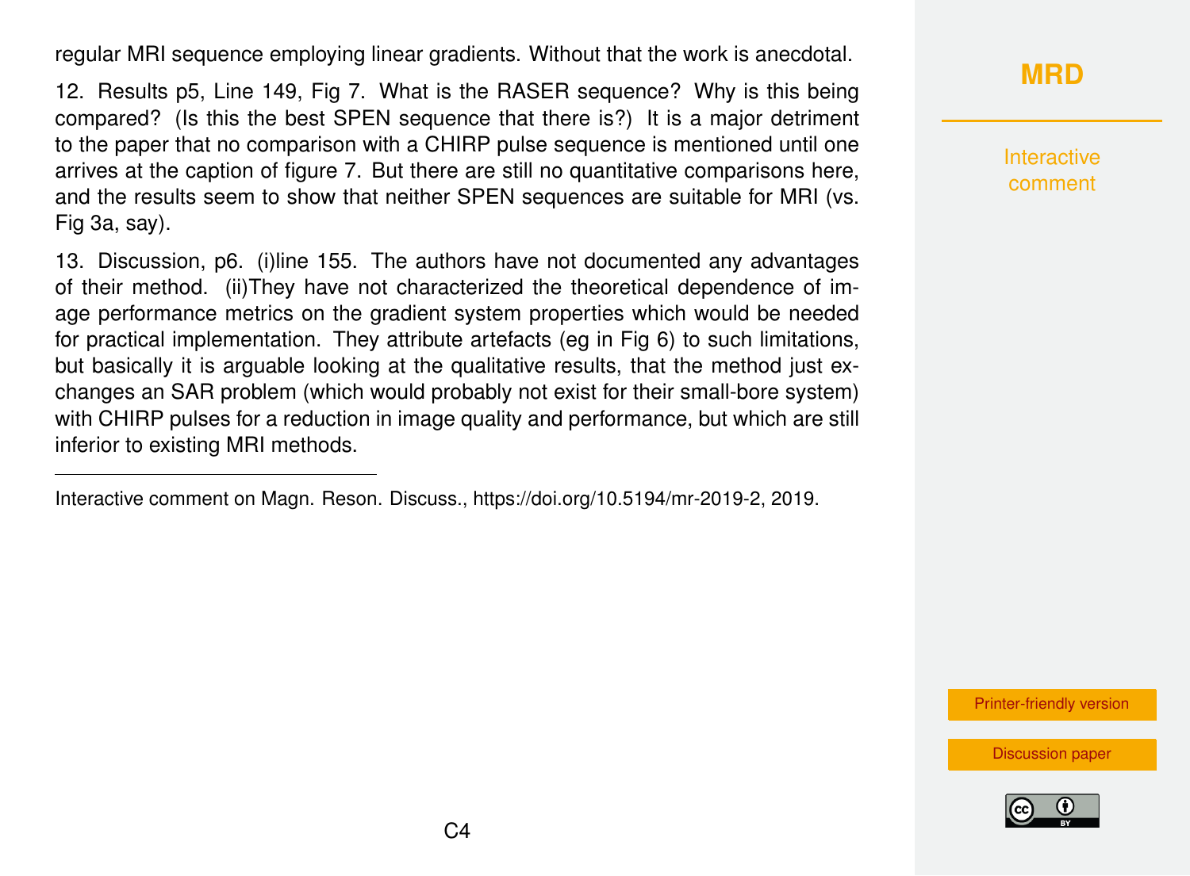regular MRI sequence employing linear gradients. Without that the work is anecdotal.

12. Results p5, Line 149, Fig 7. What is the RASER sequence? Why is this being compared? (Is this the best SPEN sequence that there is?) It is a major detriment to the paper that no comparison with a CHIRP pulse sequence is mentioned until one arrives at the caption of figure 7. But there are still no quantitative comparisons here, and the results seem to show that neither SPEN sequences are suitable for MRI (vs. Fig 3a, say).

13. Discussion, p6. (i)line 155. The authors have not documented any advantages of their method. (ii)They have not characterized the theoretical dependence of image performance metrics on the gradient system properties which would be needed for practical implementation. They attribute artefacts (eg in Fig 6) to such limitations, but basically it is arguable looking at the qualitative results, that the method just exchanges an SAR problem (which would probably not exist for their small-bore system) with CHIRP pulses for a reduction in image quality and performance, but which are still inferior to existing MRI methods.

---

Interactive comment on Magn. Reson. Discuss., https://doi.org/10.5194/mr-2019-2, 2019.